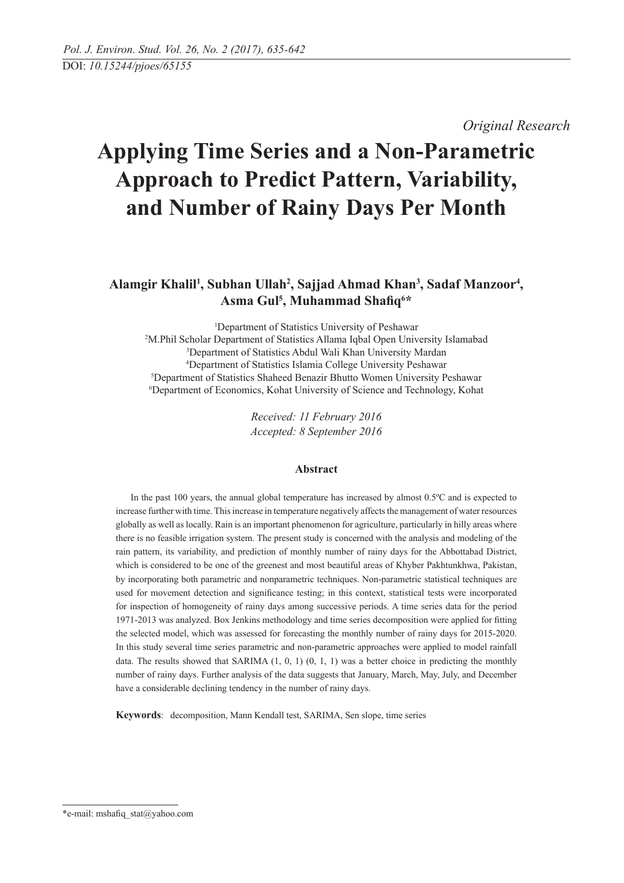DOI: *10.15244/pjoes/65155*

*Original Research*

# Applying Time Series and a Non-Parametric Approach to Predict Pattern, Variability, and Number of Rainy Days Per Month

**Alamgir Khalil[1], Subhan Ullah[2], Sajjad Ahmad Khan[3], Sadaf Manzoor[4], Asma Gul[5], Muhammad Shafiq[6]\***

[1]Department of Statistics University of Peshawar
[2]M.Phil Scholar Department of Statistics Allama Iqbal Open University Islamabad
[3]Department of Statistics Abdul Wali Khan University Mardan
[4]Department of Statistics Islamia College University Peshawar
[5]Department of Statistics Shaheed Benazir Bhutto Women University Peshawar
[6]Department of Economics, Kohat University of Science and Technology, Kohat

*Received: 11 February 2016*
*Accepted: 8 September 2016*

## Abstract

In the past 100 years, the annual global temperature has increased by almost 0.5ºC and is expected to increase further with time. This increase in temperature negatively affects the management of water resources globally as well as locally. Rain is an important phenomenon for agriculture, particularly in hilly areas where there is no feasible irrigation system. The present study is concerned with the analysis and modeling of the rain pattern, its variability, and prediction of monthly number of rainy days for the Abbottabad District, which is considered to be one of the greenest and most beautiful areas of Khyber Pakhtunkhwa, Pakistan, by incorporating both parametric and nonparametric techniques. Non-parametric statistical techniques are used for movement detection and significance testing; in this context, statistical tests were incorporated for inspection of homogeneity of rainy days among successive periods. A time series data for the period 1971-2013 was analyzed. Box Jenkins methodology and time series decomposition were applied for fitting the selected model, which was assessed for forecasting the monthly number of rainy days for 2015-2020. In this study several time series parametric and non-parametric approaches were applied to model rainfall data. The results showed that SARIMA (1, 0, 1) (0, 1, 1) was a better choice in predicting the monthly number of rainy days. Further analysis of the data suggests that January, March, May, July, and December have a considerable declining tendency in the number of rainy days.

**Keywords**: decomposition, Mann Kendall test, SARIMA, Sen slope, time series

---

\*e-mail: mshafiq_stat@yahoo.com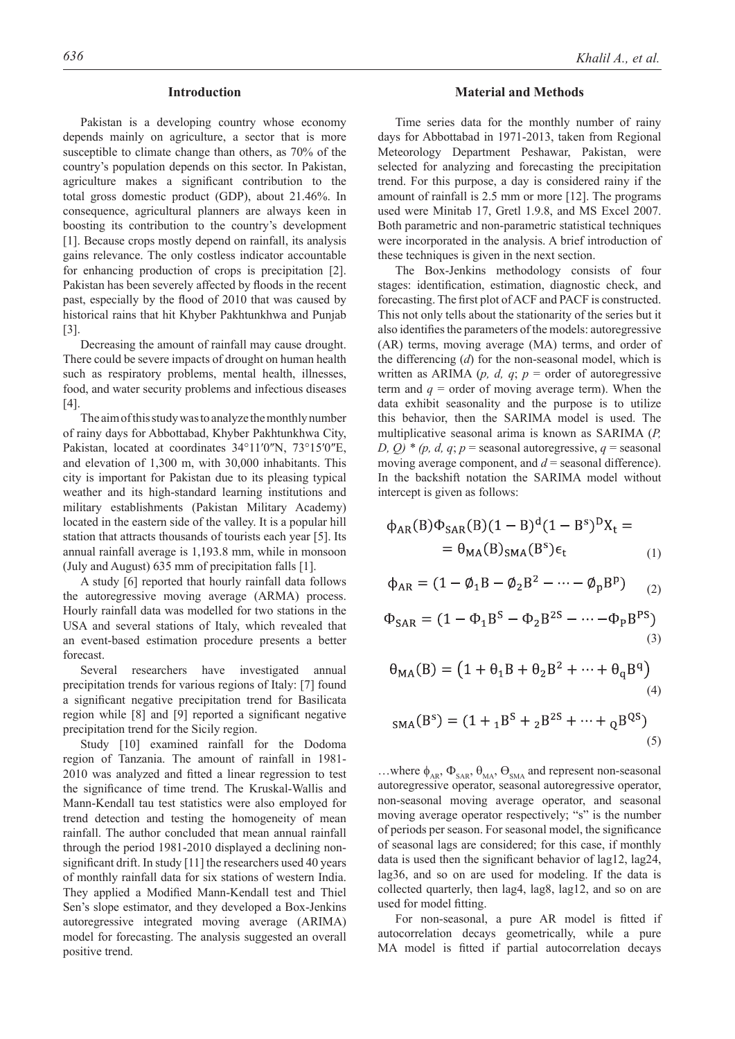## Introduction

Pakistan is a developing country whose economy depends mainly on agriculture, a sector that is more susceptible to climate change than others, as 70% of the country's population depends on this sector. In Pakistan, agriculture makes a significant contribution to the total gross domestic product (GDP), about 21.46%. In consequence, agricultural planners are always keen in boosting its contribution to the country's development [1]. Because crops mostly depend on rainfall, its analysis gains relevance. The only costless indicator accountable for enhancing production of crops is precipitation [2]. Pakistan has been severely affected by floods in the recent past, especially by the flood of 2010 that was caused by historical rains that hit Khyber Pakhtunkhwa and Punjab [3].

Decreasing the amount of rainfall may cause drought. There could be severe impacts of drought on human health such as respiratory problems, mental health, illnesses, food, and water security problems and infectious diseases [4].

The aim of this study was to analyze the monthly number of rainy days for Abbottabad, Khyber Pakhtunkhwa City, Pakistan, located at coordinates 34°11′0″N, 73°15′0″E, and elevation of 1,300 m, with 30,000 inhabitants. This city is important for Pakistan due to its pleasing typical weather and its high-standard learning institutions and military establishments (Pakistan Military Academy) located in the eastern side of the valley. It is a popular hill station that attracts thousands of tourists each year [5]. Its annual rainfall average is 1,193.8 mm, while in monsoon (July and August) 635 mm of precipitation falls [1].

A study [6] reported that hourly rainfall data follows the autoregressive moving average (ARMA) process. Hourly rainfall data was modelled for two stations in the USA and several stations of Italy, which revealed that an event-based estimation procedure presents a better forecast.

Several researchers have investigated annual precipitation trends for various regions of Italy: [7] found a significant negative precipitation trend for Basilicata region while [8] and [9] reported a significant negative precipitation trend for the Sicily region.

Study [10] examined rainfall for the Dodoma region of Tanzania. The amount of rainfall in 1981-2010 was analyzed and fitted a linear regression to test the significance of time trend. The Kruskal-Wallis and Mann-Kendall tau test statistics were also employed for trend detection and testing the homogeneity of mean rainfall. The author concluded that mean annual rainfall through the period 1981-2010 displayed a declining non-significant drift. In study [11] the researchers used 40 years of monthly rainfall data for six stations of western India. They applied a Modified Mann-Kendall test and Thiel Sen's slope estimator, and they developed a Box-Jenkins autoregressive integrated moving average (ARIMA) model for forecasting. The analysis suggested an overall positive trend.

## Material and Methods

Time series data for the monthly number of rainy days for Abbottabad in 1971-2013, taken from Regional Meteorology Department Peshawar, Pakistan, were selected for analyzing and forecasting the precipitation trend. For this purpose, a day is considered rainy if the amount of rainfall is 2.5 mm or more [12]. The programs used were Minitab 17, Gretl 1.9.8, and MS Excel 2007. Both parametric and non-parametric statistical techniques were incorporated in the analysis. A brief introduction of these techniques is given in the next section.

The Box-Jenkins methodology consists of four stages: identification, estimation, diagnostic check, and forecasting. The first plot of ACF and PACF is constructed. This not only tells about the stationarity of the series but it also identifies the parameters of the models: autoregressive (AR) terms, moving average (MA) terms, and order of the differencing ($d$) for the non-seasonal model, which is written as ARIMA ($p, d, q$; $p$ = order of autoregressive term and $q$ = order of moving average term). When the data exhibit seasonality and the purpose is to utilize this behavior, then the SARIMA model is used. The multiplicative seasonal arima is known as SARIMA ($P, D, Q$) * ($p, d, q$; $p$ = seasonal autoregressive, $q$ = seasonal moving average component, and $d$ = seasonal difference). In the backshift notation the SARIMA model without intercept is given as follows:

$$\phi_{AR}(B)\Phi_{SAR}(B)(1-B)^d(1-B^s)^D X_t = \theta_{MA}(B)_{SMA}(B^s)\epsilon_t \quad (1)$$

$$\phi_{AR} = (1 - \emptyset_1 B - \emptyset_2 B^2 - \cdots - \emptyset_p B^p) \quad (2)$$

$$\Phi_{SAR} = (1 - \Phi_1 B^S - \Phi_2 B^{2S} - \cdots - \Phi_P B^{PS}) \quad (3)$$

$$\theta_{MA}(B) = \left(1 + \theta_1 B + \theta_2 B^2 + \cdots + \theta_q B^q\right) \quad (4)$$

$$_{SMA}(B^s) = (1 + {}_1 B^S + {}_2 B^{2S} + \cdots + {}_Q B^{QS}) \quad (5)$$

…where $\phi_{AR}$, $\Phi_{SAR}$, $\theta_{MA}$, $\Theta_{SMA}$ and represent non-seasonal autoregressive operator, seasonal autoregressive operator, non-seasonal moving average operator, and seasonal moving average operator respectively; "s" is the number of periods per season. For seasonal model, the significance of seasonal lags are considered; for this case, if monthly data is used then the significant behavior of lag12, lag24, lag36, and so on are used for modeling. If the data is collected quarterly, then lag4, lag8, lag12, and so on are used for model fitting.

For non-seasonal, a pure AR model is fitted if autocorrelation decays geometrically, while a pure MA model is fitted if partial autocorrelation decays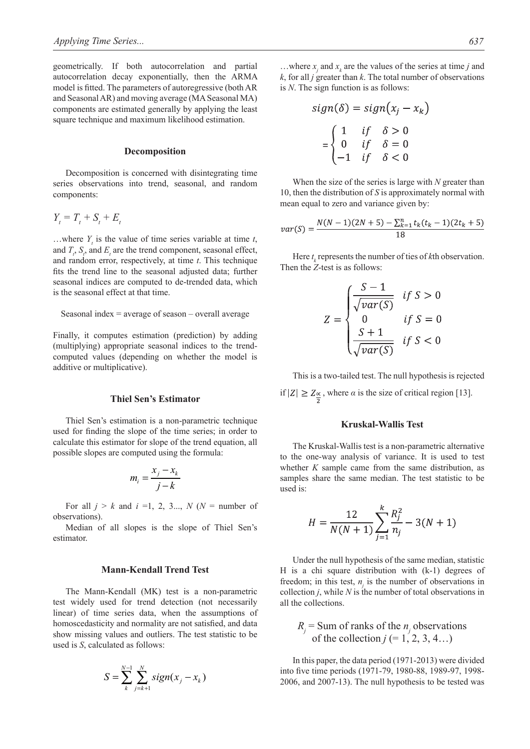geometrically. If both autocorrelation and partial autocorrelation decay exponentially, then the ARMA model is fitted. The parameters of autoregressive (both AR and Seasonal AR) and moving average (MA Seasonal MA) components are estimated generally by applying the least square technique and maximum likelihood estimation.

### Decomposition

Decomposition is concerned with disintegrating time series observations into trend, seasonal, and random components:

$$Y_t = T_t + S_t + E_t$$

…where $Y_t$ is the value of time series variable at time $t$, and $T_t$, $S_t$, and $E_t$ are the trend component, seasonal effect, and random error, respectively, at time $t$. This technique fits the trend line to the seasonal adjusted data; further seasonal indices are computed to de-trended data, which is the seasonal effect at that time.

Seasonal index = average of season – overall average

Finally, it computes estimation (prediction) by adding (multiplying) appropriate seasonal indices to the trend-computed values (depending on whether the model is additive or multiplicative).

### Thiel Sen's Estimator

Thiel Sen's estimation is a non-parametric technique used for finding the slope of the time series; in order to calculate this estimator for slope of the trend equation, all possible slopes are computed using the formula:

$$m_i = \frac{x_j - x_k}{j - k}$$

For all $j > k$ and $i$ =1, 2, 3..., $N$ ($N$ = number of observations).

Median of all slopes is the slope of Thiel Sen's estimator.

### Mann-Kendall Trend Test

The Mann-Kendall (MK) test is a non-parametric test widely used for trend detection (not necessarily linear) of time series data, when the assumptions of homoscedasticity and normality are not satisfied, and data show missing values and outliers. The test statistic to be used is $S$, calculated as follows:

$$S = \sum_{k}^{N-1} \sum_{j=k+1}^{N} sign(x_j - x_k)$$

…where $x_j$ and $x_k$ are the values of the series at time $j$ and $k$, for all $j$ greater than $k$. The total number of observations is $N$. The sign function is as follows:

$$sign(\delta) = sign(x_j - x_k)$$

$$= \begin{cases} 1 & if \quad \delta > 0 \\ 0 & if \quad \delta = 0 \\ -1 & if \quad \delta < 0 \end{cases}$$

When the size of the series is large with $N$ greater than 10, then the distribution of $S$ is approximately normal with mean equal to zero and variance given by:

$$var(S) = \frac{N(N-1)(2N+5) - \sum_{k=1}^{n} t_k(t_k - 1)(2t_k + 5)}{18}$$

Here $t_k$ represents the number of ties of $k$th observation. Then the $Z$-test is as follows:

$$Z = \begin{cases} \dfrac{S-1}{\sqrt{var(S)}} & if \ S > 0 \\ 0 & if \ S = 0 \\ \dfrac{S+1}{\sqrt{var(S)}} & if \ S < 0 \end{cases}$$

This is a two-tailed test. The null hypothesis is rejected if $|Z| \geq Z_{\frac{\alpha}{2}}$, where $\alpha$ is the size of critical region [13].

### Kruskal-Wallis Test

The Kruskal-Wallis test is a non-parametric alternative to the one-way analysis of variance. It is used to test whether $K$ sample came from the same distribution, as samples share the same median. The test statistic to be used is:

$$H = \frac{12}{N(N+1)} \sum_{j=1}^{k} \frac{R_j^2}{n_j} - 3(N+1)$$

Under the null hypothesis of the same median, statistic H is a chi square distribution with (k-1) degrees of freedom; in this test, $n_j$ is the number of observations in collection $j$, while $N$ is the number of total observations in all the collections.

$R_j$ = Sum of ranks of the $n_j$ observations of the collection $j$ (= 1, 2, 3, 4…)

In this paper, the data period (1971-2013) were divided into five time periods (1971-79, 1980-88, 1989-97, 1998-2006, and 2007-13). The null hypothesis to be tested was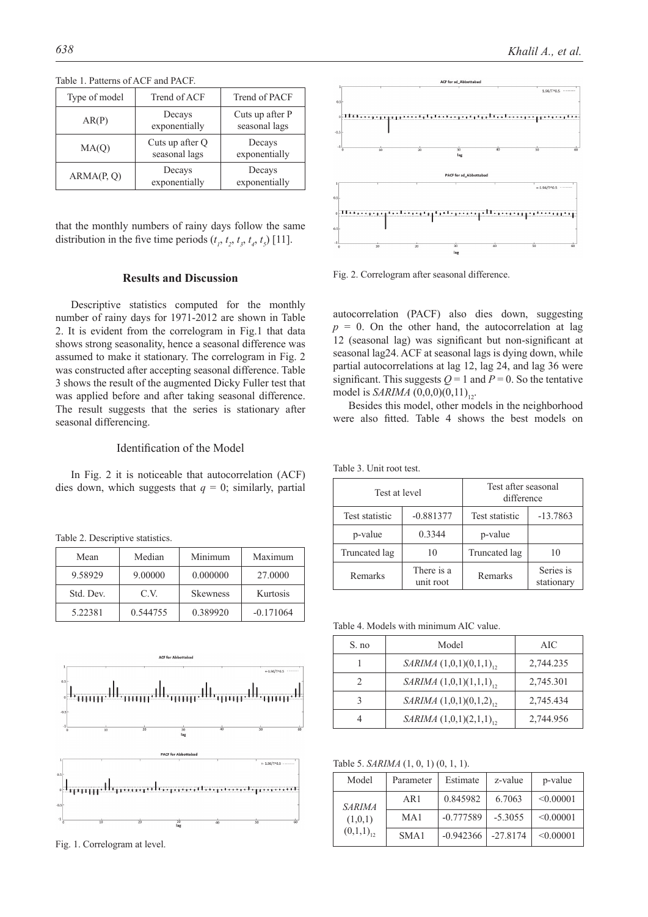Table 1. Patterns of ACF and PACF.

| Type of model | Trend of ACF | Trend of PACF |
|---|---|---|
| AR(P) | Decays exponentially | Cuts up after P seasonal lags |
| MA(Q) | Cuts up after Q seasonal lags | Decays exponentially |
| ARMA(P, Q) | Decays exponentially | Decays exponentially |

that the monthly numbers of rainy days follow the same distribution in the five time periods ($t_1$, $t_2$, $t_3$, $t_4$, $t_5$) [11].

## Results and Discussion

Descriptive statistics computed for the monthly number of rainy days for 1971-2012 are shown in Table 2. It is evident from the correlogram in Fig.1 that data shows strong seasonality, hence a seasonal difference was assumed to make it stationary. The correlogram in Fig. 2 was constructed after accepting seasonal difference. Table 3 shows the result of the augmented Dicky Fuller test that was applied before and after taking seasonal difference. The result suggests that the series is stationary after seasonal differencing.

### Identification of the Model

In Fig. 2 it is noticeable that autocorrelation (ACF) dies down, which suggests that $q = 0$; similarly, partial autocorrelation (PACF) also dies down, suggesting $p = 0$. On the other hand, the autocorrelation at lag 12 (seasonal lag) was significant but non-significant at seasonal lag24. ACF at seasonal lags is dying down, while partial autocorrelations at lag 12, lag 24, and lag 36 were significant. This suggests $Q = 1$ and $P = 0$. So the tentative model is *SARIMA* $(0,0,0)(0,11)_{12}$.

Besides this model, other models in the neighborhood were also fitted. Table 4 shows the best models on

Table 2. Descriptive statistics.

| Mean | Median | Minimum | Maximum |
|---|---|---|---|
| 9.58929 | 9.00000 | 0.000000 | 27.0000 |
| Std. Dev. | C.V. | Skewness | Kurtosis |
| 5.22381 | 0.544755 | 0.389920 | -0.171064 |

Fig. 1. Correlogram at level.

Fig. 2. Correlogram after seasonal difference.

Table 3. Unit root test.

| Test at level | | Test after seasonal difference | |
|---|---|---|---|
| Test statistic | -0.881377 | Test statistic | -13.7863 |
| p-value | 0.3344 | p-value | |
| Truncated lag | 10 | Truncated lag | 10 |
| Remarks | There is a unit root | Remarks | Series is stationary |

Table 4. Models with minimum AIC value.

| S. no | Model | AIC |
|---|---|---|
| 1 | *SARIMA* $(1,0,1)(0,1,1)_{12}$ | 2,744.235 |
| 2 | *SARIMA* $(1,0,1)(1,1,1)_{12}$ | 2,745.301 |
| 3 | *SARIMA* $(1,0,1)(0,1,2)_{12}$ | 2,745.434 |
| 4 | *SARIMA* $(1,0,1)(2,1,1)_{12}$ | 2,744.956 |

Table 5. *SARIMA* (1, 0, 1) (0, 1, 1).

| Model | Parameter | Estimate | z-value | p-value |
|---|---|---|---|---|
| *SARIMA* (1,0,1) $(0,1,1)_{12}$ | AR1 | 0.845982 | 6.7063 | <0.00001 |
| | MA1 | -0.777589 | -5.3055 | <0.00001 |
| | SMA1 | -0.942366 | -27.8174 | <0.00001 |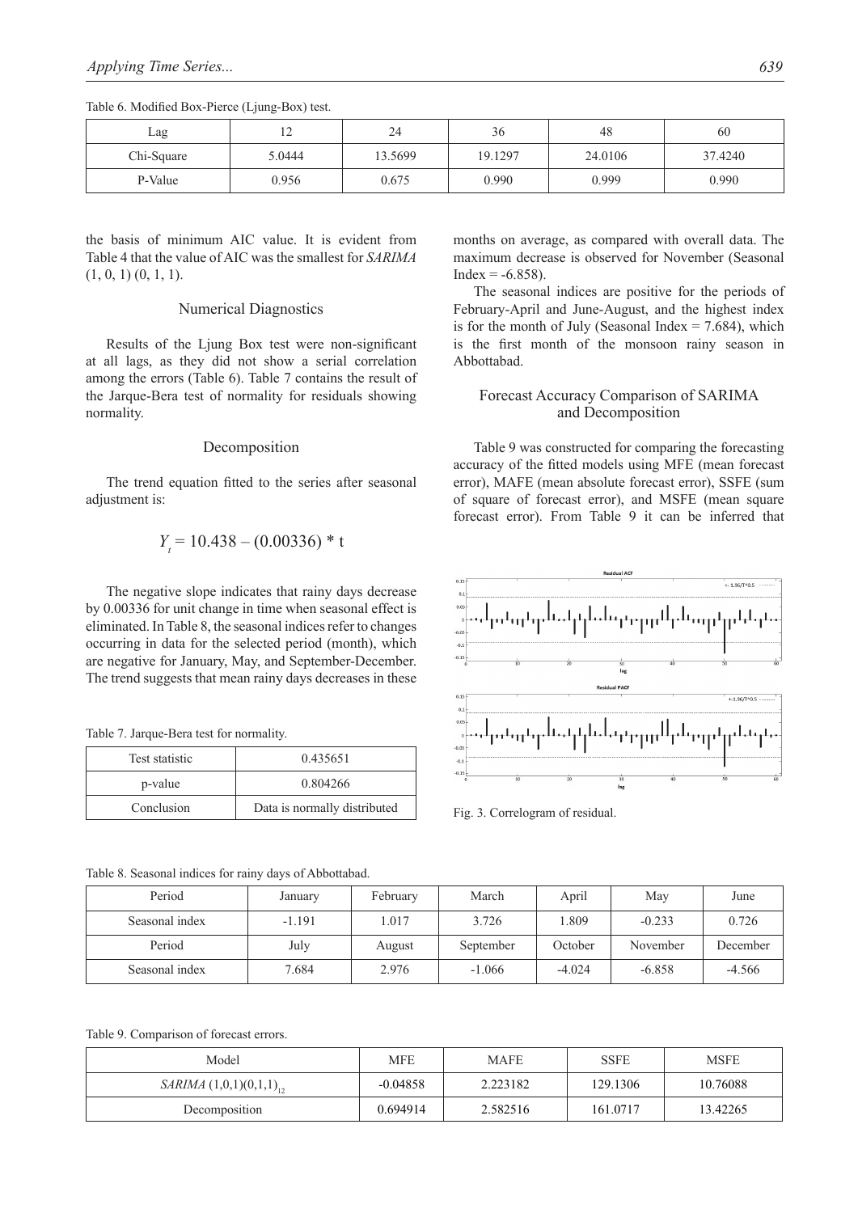Table 6. Modified Box-Pierce (Ljung-Box) test.

| Lag | 12 | 24 | 36 | 48 | 60 |
|---|---|---|---|---|---|
| Chi-Square | 5.0444 | 13.5699 | 19.1297 | 24.0106 | 37.4240 |
| P-Value | 0.956 | 0.675 | 0.990 | 0.999 | 0.990 |

the basis of minimum AIC value. It is evident from Table 4 that the value of AIC was the smallest for *SARIMA* (1, 0, 1) (0, 1, 1).

### Numerical Diagnostics

Results of the Ljung Box test were non-significant at all lags, as they did not show a serial correlation among the errors (Table 6). Table 7 contains the result of the Jarque-Bera test of normality for residuals showing normality.

### Decomposition

The trend equation fitted to the series after seasonal adjustment is:

$$Y_t = 10.438 - (0.00336) * t$$

The negative slope indicates that rainy days decrease by 0.00336 for unit change in time when seasonal effect is eliminated. In Table 8, the seasonal indices refer to changes occurring in data for the selected period (month), which are negative for January, May, and September-December. The trend suggests that mean rainy days decreases in these months on average, as compared with overall data. The maximum decrease is observed for November (Seasonal Index = -6.858).

The seasonal indices are positive for the periods of February-April and June-August, and the highest index is for the month of July (Seasonal Index = 7.684), which is the first month of the monsoon rainy season in Abbottabad.

Table 7. Jarque-Bera test for normality.

| Test statistic | 0.435651 |
|---|---|
| p-value | 0.804266 |
| Conclusion | Data is normally distributed |

Fig. 3. Correlogram of residual.

Table 8. Seasonal indices for rainy days of Abbottabad.

| Period | January | February | March | April | May | June |
|---|---|---|---|---|---|---|
| Seasonal index | -1.191 | 1.017 | 3.726 | 1.809 | -0.233 | 0.726 |
| Period | July | August | September | October | November | December |
| Seasonal index | 7.684 | 2.976 | -1.066 | -4.024 | -6.858 | -4.566 |

### Forecast Accuracy Comparison of SARIMA and Decomposition

Table 9 was constructed for comparing the forecasting accuracy of the fitted models using MFE (mean forecast error), MAFE (mean absolute forecast error), SSFE (sum of square of forecast error), and MSFE (mean square forecast error). From Table 9 it can be inferred that

Table 9. Comparison of forecast errors.

| Model | MFE | MAFE | SSFE | MSFE |
|---|---|---|---|---|
| *SARIMA* $(1,0,1)(0,1,1)_{12}$ | -0.04858 | 2.223182 | 129.1306 | 10.76088 |
| Decomposition | 0.694914 | 2.582516 | 161.0717 | 13.42265 |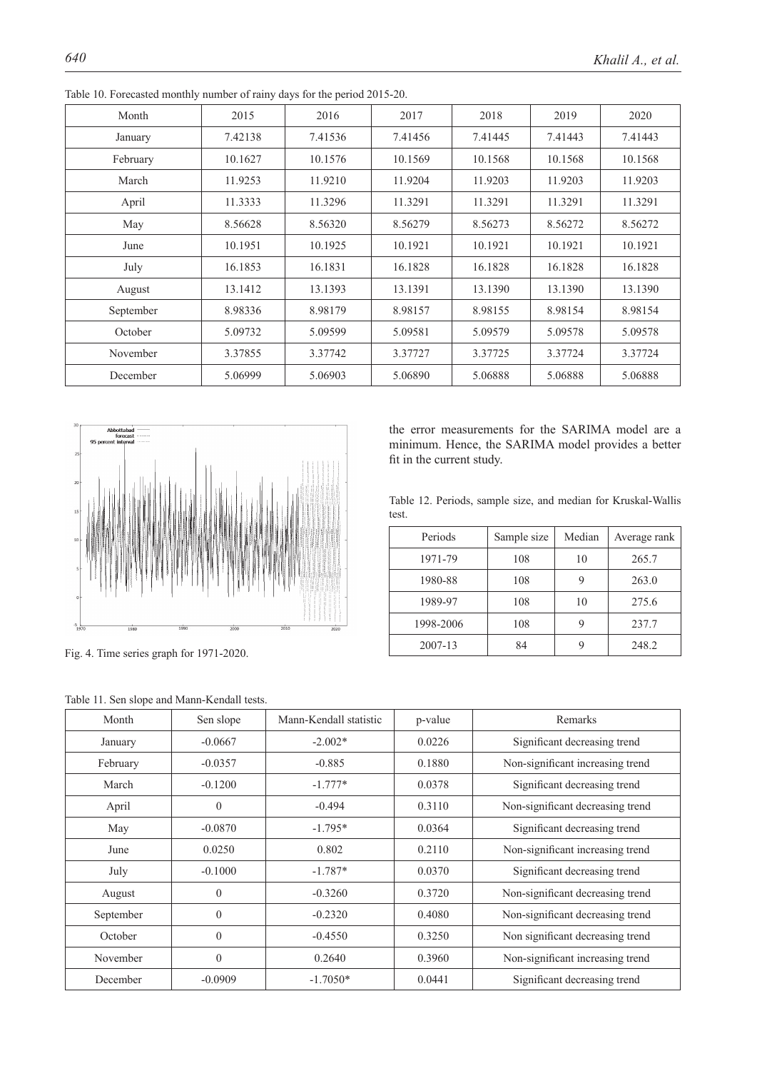Table 10. Forecasted monthly number of rainy days for the period 2015-20.

| Month | 2015 | 2016 | 2017 | 2018 | 2019 | 2020 |
|---|---|---|---|---|---|---|
| January | 7.42138 | 7.41536 | 7.41456 | 7.41445 | 7.41443 | 7.41443 |
| February | 10.1627 | 10.1576 | 10.1569 | 10.1568 | 10.1568 | 10.1568 |
| March | 11.9253 | 11.9210 | 11.9204 | 11.9203 | 11.9203 | 11.9203 |
| April | 11.3333 | 11.3296 | 11.3291 | 11.3291 | 11.3291 | 11.3291 |
| May | 8.56628 | 8.56320 | 8.56279 | 8.56273 | 8.56272 | 8.56272 |
| June | 10.1951 | 10.1925 | 10.1921 | 10.1921 | 10.1921 | 10.1921 |
| July | 16.1853 | 16.1831 | 16.1828 | 16.1828 | 16.1828 | 16.1828 |
| August | 13.1412 | 13.1393 | 13.1391 | 13.1390 | 13.1390 | 13.1390 |
| September | 8.98336 | 8.98179 | 8.98157 | 8.98155 | 8.98154 | 8.98154 |
| October | 5.09732 | 5.09599 | 5.09581 | 5.09579 | 5.09578 | 5.09578 |
| November | 3.37855 | 3.37742 | 3.37727 | 3.37725 | 3.37724 | 3.37724 |
| December | 5.06999 | 5.06903 | 5.06890 | 5.06888 | 5.06888 | 5.06888 |

Fig. 4. Time series graph for 1971-2020.

the error measurements for the SARIMA model are a minimum. Hence, the SARIMA model provides a better fit in the current study.

Table 12. Periods, sample size, and median for Kruskal-Wallis test.

| Periods | Sample size | Median | Average rank |
|---|---|---|---|
| 1971-79 | 108 | 10 | 265.7 |
| 1980-88 | 108 | 9 | 263.0 |
| 1989-97 | 108 | 10 | 275.6 |
| 1998-2006 | 108 | 9 | 237.7 |
| 2007-13 | 84 | 9 | 248.2 |

Table 11. Sen slope and Mann-Kendall tests.

| Month | Sen slope | Mann-Kendall statistic | p-value | Remarks |
|---|---|---|---|---|
| January | -0.0667 | -2.002* | 0.0226 | Significant decreasing trend |
| February | -0.0357 | -0.885 | 0.1880 | Non-significant increasing trend |
| March | -0.1200 | -1.777* | 0.0378 | Significant decreasing trend |
| April | 0 | -0.494 | 0.3110 | Non-significant decreasing trend |
| May | -0.0870 | -1.795* | 0.0364 | Significant decreasing trend |
| June | 0.0250 | 0.802 | 0.2110 | Non-significant increasing trend |
| July | -0.1000 | -1.787* | 0.0370 | Significant decreasing trend |
| August | 0 | -0.3260 | 0.3720 | Non-significant decreasing trend |
| September | 0 | -0.2320 | 0.4080 | Non-significant decreasing trend |
| October | 0 | -0.4550 | 0.3250 | Non significant decreasing trend |
| November | 0 | 0.2640 | 0.3960 | Non-significant increasing trend |
| December | -0.0909 | -1.7050* | 0.0441 | Significant decreasing trend |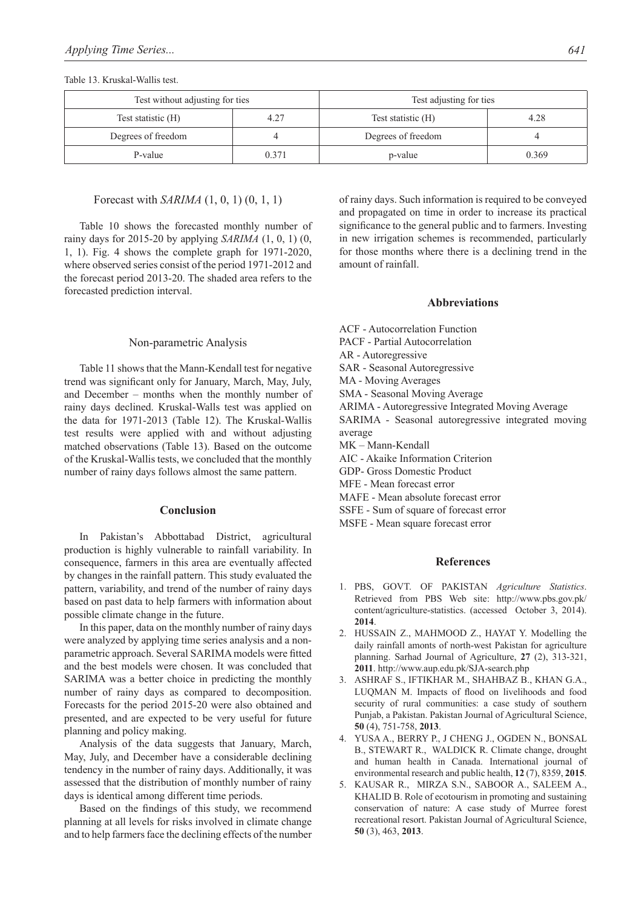Table 13. Kruskal-Wallis test.

| Test without adjusting for ties | | Test adjusting for ties | |
|---|---|---|---|
| Test statistic (H) | 4.27 | Test statistic (H) | 4.28 |
| Degrees of freedom | 4 | Degrees of freedom | 4 |
| P-value | 0.371 | p-value | 0.369 |

### Forecast with *SARIMA* (1, 0, 1) (0, 1, 1)

Table 10 shows the forecasted monthly number of rainy days for 2015-20 by applying *SARIMA* (1, 0, 1) (0, 1, 1). Fig. 4 shows the complete graph for 1971-2020, where observed series consist of the period 1971-2012 and the forecast period 2013-20. The shaded area refers to the forecasted prediction interval.

### Non-parametric Analysis

Table 11 shows that the Mann-Kendall test for negative trend was significant only for January, March, May, July, and December – months when the monthly number of rainy days declined. Kruskal-Walls test was applied on the data for 1971-2013 (Table 12). The Kruskal-Wallis test results were applied with and without adjusting matched observations (Table 13). Based on the outcome of the Kruskal-Wallis tests, we concluded that the monthly number of rainy days follows almost the same pattern.

## Conclusion

In Pakistan's Abbottabad District, agricultural production is highly vulnerable to rainfall variability. In consequence, farmers in this area are eventually affected by changes in the rainfall pattern. This study evaluated the pattern, variability, and trend of the number of rainy days based on past data to help farmers with information about possible climate change in the future.

In this paper, data on the monthly number of rainy days were analyzed by applying time series analysis and a non-parametric approach. Several SARIMA models were fitted and the best models were chosen. It was concluded that SARIMA was a better choice in predicting the monthly number of rainy days as compared to decomposition. Forecasts for the period 2015-20 were also obtained and presented, and are expected to be very useful for future planning and policy making.

Analysis of the data suggests that January, March, May, July, and December have a considerable declining tendency in the number of rainy days. Additionally, it was assessed that the distribution of monthly number of rainy days is identical among different time periods.

Based on the findings of this study, we recommend planning at all levels for risks involved in climate change and to help farmers face the declining effects of the number of rainy days. Such information is required to be conveyed and propagated on time in order to increase its practical significance to the general public and to farmers. Investing in new irrigation schemes is recommended, particularly for those months where there is a declining trend in the amount of rainfall.

## Abbreviations

ACF - Autocorrelation Function
PACF - Partial Autocorrelation
AR - Autoregressive
SAR - Seasonal Autoregressive
MA - Moving Averages
SMA - Seasonal Moving Average
ARIMA - Autoregressive Integrated Moving Average
SARIMA - Seasonal autoregressive integrated moving average
MK – Mann-Kendall
AIC - Akaike Information Criterion
GDP- Gross Domestic Product
MFE - Mean forecast error
MAFE - Mean absolute forecast error
SSFE - Sum of square of forecast error
MSFE - Mean square forecast error

## References

1. PBS, GOVT. OF PAKISTAN *Agriculture Statistics*. Retrieved from PBS Web site: http://www.pbs.gov.pk/content/agriculture-statistics. (accessed October 3, 2014). **2014**.
2. HUSSAIN Z., MAHMOOD Z., HAYAT Y. Modelling the daily rainfall amonts of north-west Pakistan for agriculture planning. Sarhad Journal of Agriculture, **27** (2), 313-321, **2011**. http://www.aup.edu.pk/SJA-search.php
3. ASHRAF S., IFTIKHAR M., SHAHBAZ B., KHAN G.A., LUQMAN M. Impacts of flood on livelihoods and food security of rural communities: a case study of southern Punjab, a Pakistan. Pakistan Journal of Agricultural Science, **50** (4), 751-758, **2013**.
4. YUSA A., BERRY P., J CHENG J., OGDEN N., BONSAL B., STEWART R., WALDICK R. Climate change, drought and human health in Canada. International journal of environmental research and public health, **12** (7), 8359, **2015**.
5. KAUSAR R., MIRZA S.N., SABOOR A., SALEEM A., KHALID B. Role of ecotourism in promoting and sustaining conservation of nature: A case study of Murree forest recreational resort. Pakistan Journal of Agricultural Science, **50** (3), 463, **2013**.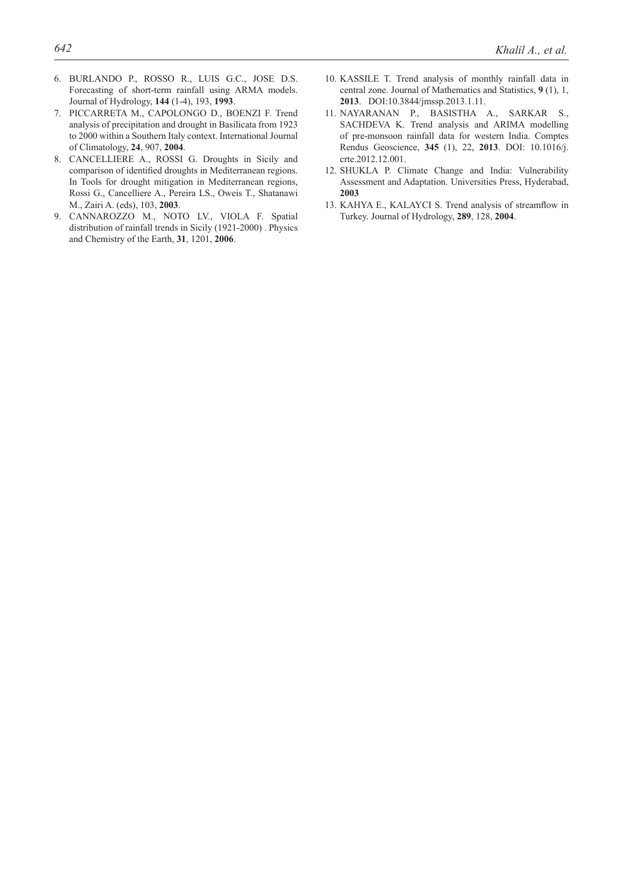6. BURLANDO P., ROSSO R., LUIS G.C., JOSE D.S. Forecasting of short-term rainfall using ARMA models. Journal of Hydrology, **144** (1-4), 193, **1993**.
7. PICCARRETA M., CAPOLONGO D., BOENZI F. Trend analysis of precipitation and drought in Basilicata from 1923 to 2000 within a Southern Italy context. International Journal of Climatology, **24**, 907, **2004**.
8. CANCELLIERE A., ROSSI G. Droughts in Sicily and comparison of identified droughts in Mediterranean regions. In Tools for drought mitigation in Mediterranean regions, Rossi G., Cancelliere A., Pereira LS., Oweis T., Shatanawi M., Zairi A. (eds), 103, **2003**.
9. CANNAROZZO M., NOTO LV., VIOLA F. Spatial distribution of rainfall trends in Sicily (1921-2000) . Physics and Chemistry of the Earth, **31**, 1201, **2006**.
10. KASSILE T. Trend analysis of monthly rainfall data in central zone. Journal of Mathematics and Statistics, **9** (1), 1, **2013**. DOI:10.3844/jmssp.2013.1.11.
11. NAYARANAN P., BASISTHA A., SARKAR S., SACHDEVA K. Trend analysis and ARIMA modelling of pre-monsoon rainfall data for western India. Comptes Rendus Geoscience, **345** (1), 22, **2013**. DOI: 10.1016/j.crte.2012.12.001.
12. SHUKLA P. Climate Change and India: Vulnerability Assessment and Adaptation. Universities Press, Hyderabad, **2003**
13. KAHYA E., KALAYCI S. Trend analysis of streamflow in Turkey. Journal of Hydrology, **289**, 128, **2004**.